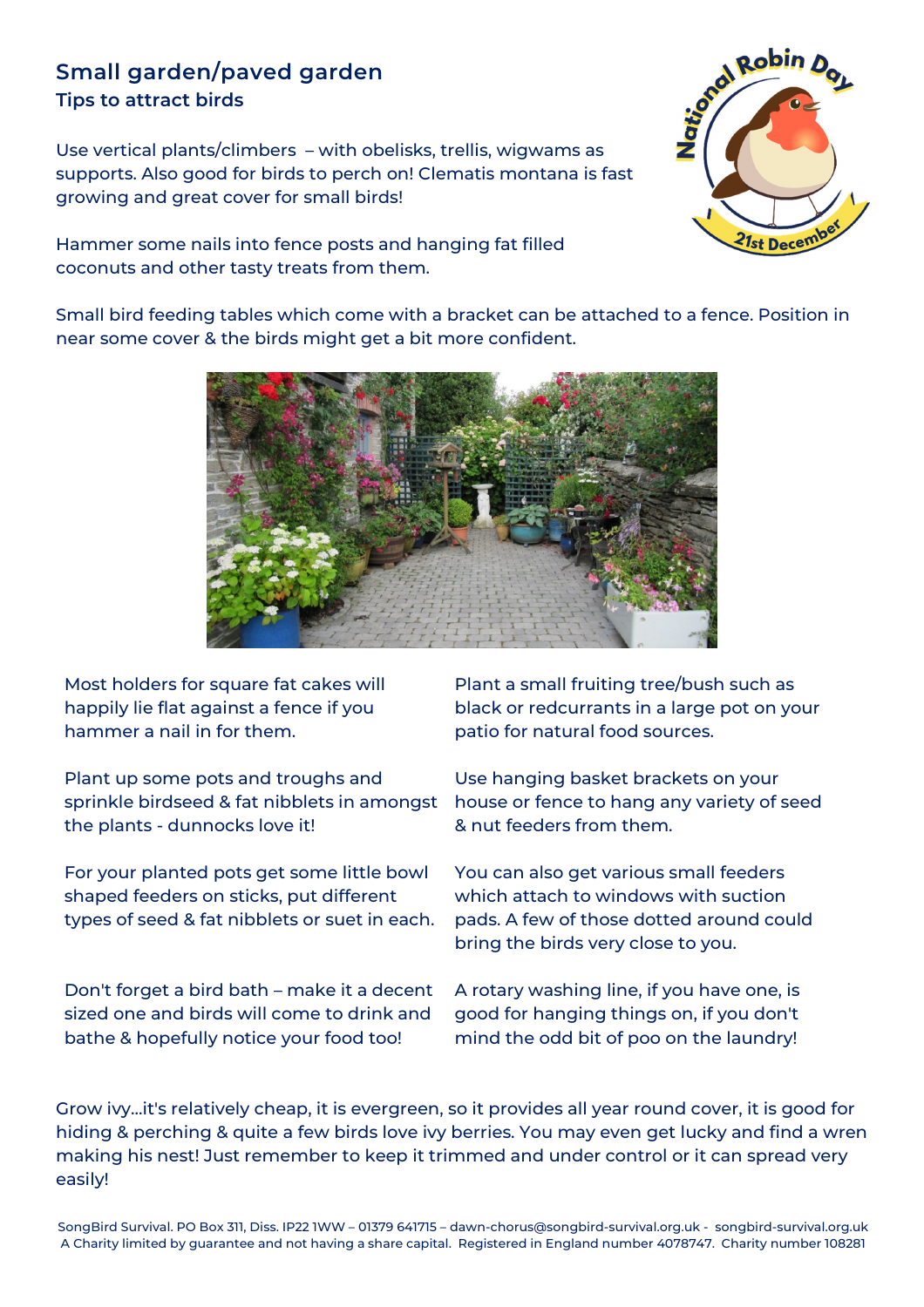## Small garden/paved garden
### Tips to attract birds

Use vertical plants/climbers – with obelisks, trellis, wigwams as supports. Also good for birds to perch on! Clematis montana is fast growing and great cover for small birds!

Hammer some nails into fence posts and hanging fat filled coconuts and other tasty treats from them.

Small bird feeding tables which come with a bracket can be attached to a fence. Position in near some cover & the birds might get a bit more confident.

Most holders for square fat cakes will happily lie flat against a fence if you hammer a nail in for them.

Plant up some pots and troughs and sprinkle birdseed & fat nibblets in amongst the plants - dunnocks love it!

For your planted pots get some little bowl shaped feeders on sticks, put different types of seed & fat nibblets or suet in each.

Don't forget a bird bath – make it a decent sized one and birds will come to drink and bathe & hopefully notice your food too!

Plant a small fruiting tree/bush such as black or redcurrants in a large pot on your patio for natural food sources.

Use hanging basket brackets on your house or fence to hang any variety of seed & nut feeders from them.

You can also get various small feeders which attach to windows with suction pads. A few of those dotted around could bring the birds very close to you.

A rotary washing line, if you have one, is good for hanging things on, if you don't mind the odd bit of poo on the laundry!

Grow ivy...it's relatively cheap, it is evergreen, so it provides all year round cover, it is good for hiding & perching & quite a few birds love ivy berries. You may even get lucky and find a wren making his nest! Just remember to keep it trimmed and under control or it can spread very easily!

SongBird Survival. PO Box 311, Diss. IP22 1WW – 01379 641715 – dawn-chorus@songbird-survival.org.uk - songbird-survival.org.uk
A Charity limited by guarantee and not having a share capital. Registered in England number 4078747. Charity number 108281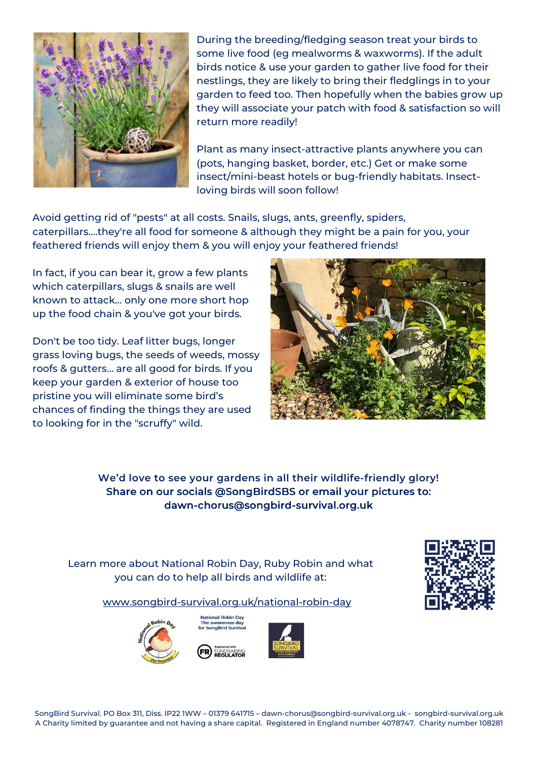During the breeding/fledging season treat your birds to some live food (eg mealworms & waxworms). If the adult birds notice & use your garden to gather live food for their nestlings, they are likely to bring their fledglings in to your garden to feed too. Then hopefully when the babies grow up they will associate your patch with food & satisfaction so will return more readily!

Plant as many insect-attractive plants anywhere you can (pots, hanging basket, border, etc.) Get or make some insect/mini-beast hotels or bug-friendly habitats. Insect-loving birds will soon follow!

Avoid getting rid of "pests" at all costs. Snails, slugs, ants, greenfly, spiders, caterpillars....they're all food for someone & although they might be a pain for you, your feathered friends will enjoy them & you will enjoy your feathered friends!

In fact, if you can bear it, grow a few plants which caterpillars, slugs & snails are well known to attack... only one more short hop up the food chain & you've got your birds.

Don't be too tidy. Leaf litter bugs, longer grass loving bugs, the seeds of weeds, mossy roofs & gutters... are all good for birds. If you keep your garden & exterior of house too pristine you will eliminate some bird's chances of finding the things they are used to looking for in the "scruffy" wild.

**We'd love to see your gardens in all their wildlife-friendly glory!**
**Share on our socials @SongBirdSBS or email your pictures to:**
**dawn-chorus@songbird-survival.org.uk**

Learn more about National Robin Day, Ruby Robin and what you can do to help all birds and wildlife at:

www.songbird-survival.org.uk/national-robin-day

National Robin Day
The awareness day for SongBird Survival

Registered with FUNDRAISING REGULATOR

SongBird Survival. PO Box 311, Diss. IP22 1WW – 01379 641715 – dawn-chorus@songbird-survival.org.uk - songbird-survival.org.uk
A Charity limited by guarantee and not having a share capital. Registered in England number 4078747. Charity number 108281